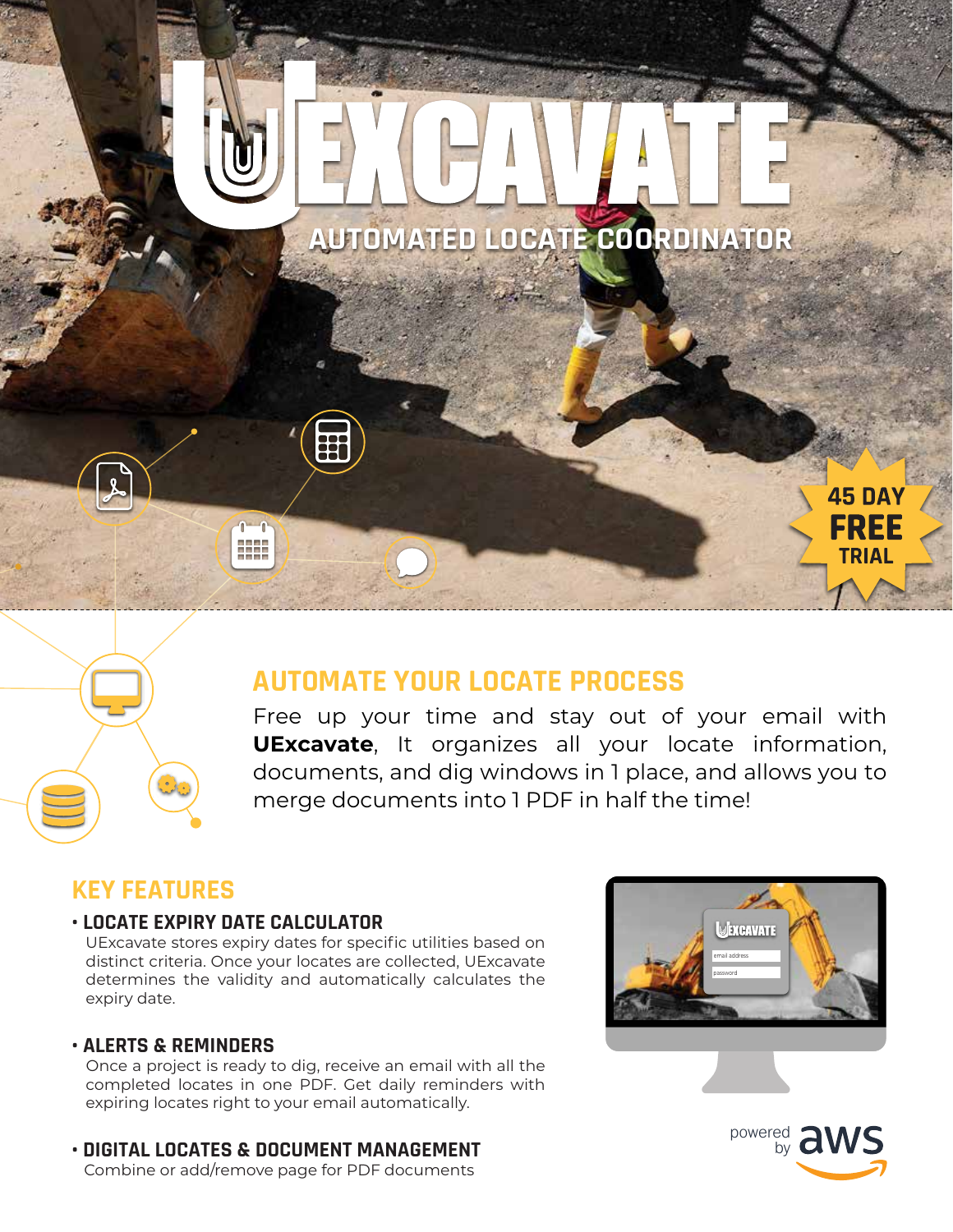# UEXCAVATE

## AUTOMATED LOCATE COORDINATOR

45 DAY **FREE** TRIAL

## AUTOMATE YOUR LOCATE PROCESS

Free up your time and stay out of your email with **UExcavate**, It organizes all your locate information, documents, and dig windows in 1 place, and allows you to merge documents into 1 PDF in half the time!

## KEY FEATURES

- **LOCATE EXPIRY DATE CALCULATOR**
  UExcavate stores expiry dates for specific utilities based on distinct criteria. Once your locates are collected, UExcavate determines the validity and automatically calculates the expiry date.

- **ALERTS & REMINDERS**
  Once a project is ready to dig, receive an email with all the completed locates in one PDF. Get daily reminders with expiring locates right to your email automatically.

- **DIGITAL LOCATES & DOCUMENT MANAGEMENT**
  Combine or add/remove page for PDF documents

powered by aws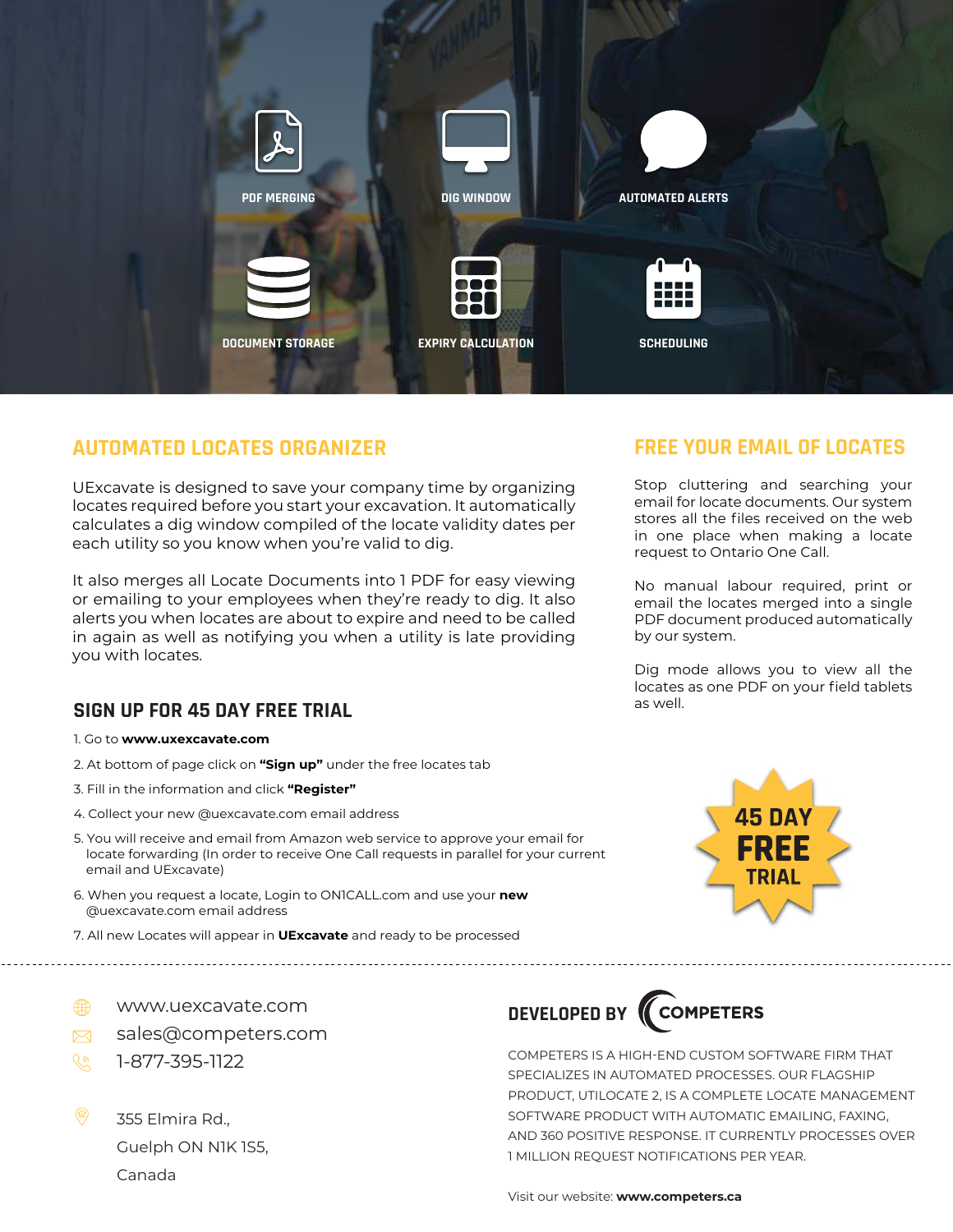PDF MERGING

DIG WINDOW

AUTOMATED ALERTS

DOCUMENT STORAGE

EXPIRY CALCULATION

SCHEDULING

## AUTOMATED LOCATES ORGANIZER

UExcavate is designed to save your company time by organizing locates required before you start your excavation. It automatically calculates a dig window compiled of the locate validity dates per each utility so you know when you're valid to dig.

It also merges all Locate Documents into 1 PDF for easy viewing or emailing to your employees when they're ready to dig. It also alerts you when locates are about to expire and need to be called in again as well as notifying you when a utility is late providing you with locates.

### SIGN UP FOR 45 DAY FREE TRIAL

1. Go to **www.uxexcavate.com**
2. At bottom of page click on **"Sign up"** under the free locates tab
3. Fill in the information and click **"Register"**
4. Collect your new @uexcavate.com email address
5. You will receive and email from Amazon web service to approve your email for locate forwarding (In order to receive One Call requests in parallel for your current email and UExcavate)
6. When you request a locate, Login to ON1CALL.com and use your **new** @uexcavate.com email address
7. All new Locates will appear in **UExcavate** and ready to be processed

## FREE YOUR EMAIL OF LOCATES

Stop cluttering and searching your email for locate documents. Our system stores all the files received on the web in one place when making a locate request to Ontario One Call.

No manual labour required, print or email the locates merged into a single PDF document produced automatically by our system.

Dig mode allows you to view all the locates as one PDF on your field tablets as well.

45 DAY **FREE** TRIAL

www.uexcavate.com

sales@competers.com

1-877-395-1122

355 Elmira Rd.,
Guelph ON N1K 1S5,
Canada

**DEVELOPED BY** COMPETERS

COMPETERS IS A HIGH-END CUSTOM SOFTWARE FIRM THAT SPECIALIZES IN AUTOMATED PROCESSES. OUR FLAGSHIP PRODUCT, UTILOCATE 2, IS A COMPLETE LOCATE MANAGEMENT SOFTWARE PRODUCT WITH AUTOMATIC EMAILING, FAXING, AND 360 POSITIVE RESPONSE. IT CURRENTLY PROCESSES OVER 1 MILLION REQUEST NOTIFICATIONS PER YEAR.

Visit our website: **www.competers.ca**